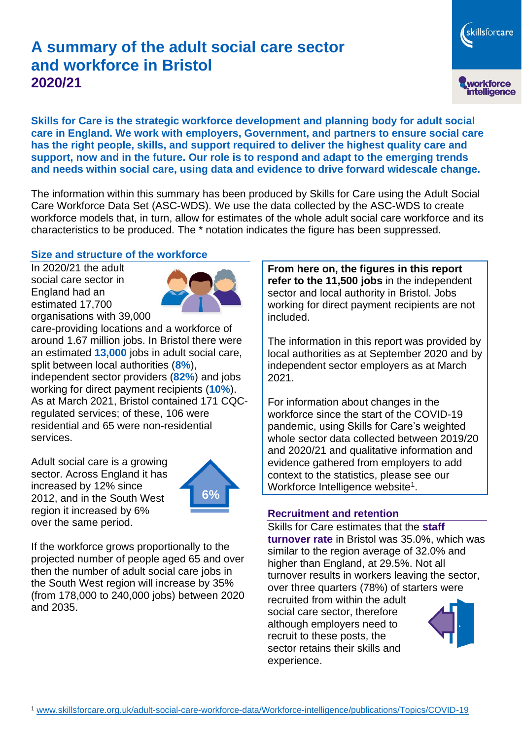# A summary of the adult social care sector and workforce in Bristol
## 2020/21

**Skills for Care is the strategic workforce development and planning body for adult social care in England. We work with employers, Government, and partners to ensure social care has the right people, skills, and support required to deliver the highest quality care and support, now and in the future. Our role is to respond and adapt to the emerging trends and needs within social care, using data and evidence to drive forward widescale change.**

The information within this summary has been produced by Skills for Care using the Adult Social Care Workforce Data Set (ASC-WDS). We use the data collected by the ASC-WDS to create workforce models that, in turn, allow for estimates of the whole adult social care workforce and its characteristics to be produced. The * notation indicates the figure has been suppressed.

### Size and structure of the workforce

In 2020/21 the adult social care sector in England had an estimated 17,700 organisations with 39,000 care-providing locations and a workforce of around 1.67 million jobs. In Bristol there were an estimated **13,000** jobs in adult social care, split between local authorities (**8%**), independent sector providers (**82%**) and jobs working for direct payment recipients (**10%**). As at March 2021, Bristol contained 171 CQC-regulated services; of these, 106 were residential and 65 were non-residential services.

Adult social care is a growing sector. Across England it has increased by 12% since 2012, and in the South West region it increased by 6% over the same period.

6%

If the workforce grows proportionally to the projected number of people aged 65 and over then the number of adult social care jobs in the South West region will increase by 35% (from 178,000 to 240,000 jobs) between 2020 and 2035.

**From here on, the figures in this report refer to the 11,500 jobs** in the independent sector and local authority in Bristol. Jobs working for direct payment recipients are not included.

The information in this report was provided by local authorities as at September 2020 and by independent sector employers as at March 2021.

For information about changes in the workforce since the start of the COVID-19 pandemic, using Skills for Care's weighted whole sector data collected between 2019/20 and 2020/21 and qualitative information and evidence gathered from employers to add context to the statistics, please see our Workforce Intelligence website[1].

### Recruitment and retention

Skills for Care estimates that the **staff turnover rate** in Bristol was 35.0%, which was similar to the region average of 32.0% and higher than England, at 29.5%. Not all turnover results in workers leaving the sector, over three quarters (78%) of starters were recruited from within the adult social care sector, therefore although employers need to recruit to these posts, the sector retains their skills and experience.

[1] www.skillsforcare.org.uk/adult-social-care-workforce-data/Workforce-intelligence/publications/Topics/COVID-19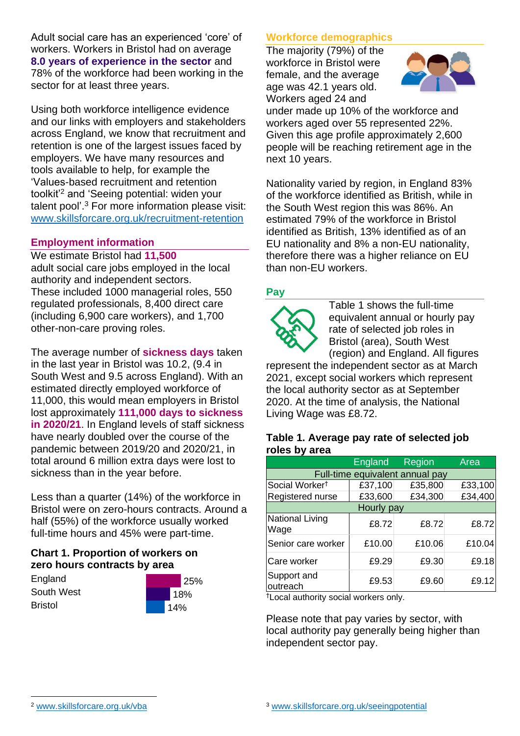Adult social care has an experienced 'core' of workers. Workers in Bristol had on average **8.0 years of experience in the sector** and 78% of the workforce had been working in the sector for at least three years.

Using both workforce intelligence evidence and our links with employers and stakeholders across England, we know that recruitment and retention is one of the largest issues faced by employers. We have many resources and tools available to help, for example the 'Values-based recruitment and retention toolkit'[2] and 'Seeing potential: widen your talent pool'.[3] For more information please visit: www.skillsforcare.org.uk/recruitment-retention

## Employment information

We estimate Bristol had **11,500** adult social care jobs employed in the local authority and independent sectors. These included 1000 managerial roles, 550 regulated professionals, 8,400 direct care (including 6,900 care workers), and 1,700 other-non-care proving roles.

The average number of **sickness days** taken in the last year in Bristol was 10.2, (9.4 in South West and 9.5 across England). With an estimated directly employed workforce of 11,000, this would mean employers in Bristol lost approximately **111,000 days to sickness in 2020/21**. In England levels of staff sickness have nearly doubled over the course of the pandemic between 2019/20 and 2020/21, in total around 6 million extra days were lost to sickness than in the year before.

Less than a quarter (14%) of the workforce in Bristol were on zero-hours contracts. Around a half (55%) of the workforce usually worked full-time hours and 45% were part-time.

### Chart 1. Proportion of workers on zero hours contracts by area

| Area | Proportion |
|---|---|
| England | 25% |
| South West | 18% |
| Bristol | 14% |

## Workforce demographics

The majority (79%) of the workforce in Bristol were female, and the average age was 42.1 years old. Workers aged 24 and under made up 10% of the workforce and workers aged over 55 represented 22%. Given this age profile approximately 2,600 people will be reaching retirement age in the next 10 years.

Nationality varied by region, in England 83% of the workforce identified as British, while in the South West region this was 86%. An estimated 79% of the workforce in Bristol identified as British, 13% identified as of an EU nationality and 8% a non-EU nationality, therefore there was a higher reliance on EU than non-EU workers.

## Pay

Table 1 shows the full-time equivalent annual or hourly pay rate of selected job roles in Bristol (area), South West (region) and England. All figures represent the independent sector as at March 2021, except social workers which represent the local authority sector as at September 2020. At the time of analysis, the National Living Wage was £8.72.

### Table 1. Average pay rate of selected job roles by area

| | England | Region | Area |
|---|---|---|---|
| Full-time equivalent annual pay | | | |
| Social Worker† | £37,100 | £35,800 | £33,100 |
| Registered nurse | £33,600 | £34,300 | £34,400 |
| Hourly pay | | | |
| National Living Wage | £8.72 | £8.72 | £8.72 |
| Senior care worker | £10.00 | £10.06 | £10.04 |
| Care worker | £9.29 | £9.30 | £9.18 |
| Support and outreach | £9.53 | £9.60 | £9.12 |

†Local authority social workers only.

Please note that pay varies by sector, with local authority pay generally being higher than independent sector pay.

[2] www.skillsforcare.org.uk/vba

[3] www.skillsforcare.org.uk/seeingpotential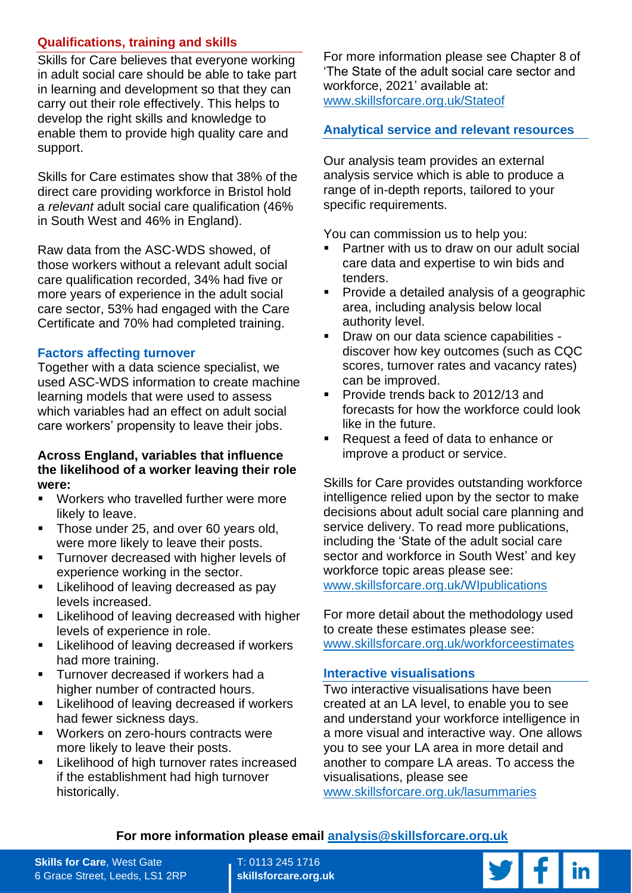## Qualifications, training and skills

Skills for Care believes that everyone working in adult social care should be able to take part in learning and development so that they can carry out their role effectively. This helps to develop the right skills and knowledge to enable them to provide high quality care and support.

Skills for Care estimates show that 38% of the direct care providing workforce in Bristol hold a *relevant* adult social care qualification (46% in South West and 46% in England).

Raw data from the ASC-WDS showed, of those workers without a relevant adult social care qualification recorded, 34% had five or more years of experience in the adult social care sector, 53% had engaged with the Care Certificate and 70% had completed training.

## Factors affecting turnover

Together with a data science specialist, we used ASC-WDS information to create machine learning models that were used to assess which variables had an effect on adult social care workers' propensity to leave their jobs.

**Across England, variables that influence the likelihood of a worker leaving their role were:**

- Workers who travelled further were more likely to leave.
- Those under 25, and over 60 years old, were more likely to leave their posts.
- Turnover decreased with higher levels of experience working in the sector.
- Likelihood of leaving decreased as pay levels increased.
- Likelihood of leaving decreased with higher levels of experience in role.
- Likelihood of leaving decreased if workers had more training.
- Turnover decreased if workers had a higher number of contracted hours.
- Likelihood of leaving decreased if workers had fewer sickness days.
- Workers on zero-hours contracts were more likely to leave their posts.
- Likelihood of high turnover rates increased if the establishment had high turnover historically.

For more information please see Chapter 8 of 'The State of the adult social care sector and workforce, 2021' available at: www.skillsforcare.org.uk/Stateof

## Analytical service and relevant resources

Our analysis team provides an external analysis service which is able to produce a range of in-depth reports, tailored to your specific requirements.

You can commission us to help you:

- Partner with us to draw on our adult social care data and expertise to win bids and tenders.
- Provide a detailed analysis of a geographic area, including analysis below local authority level.
- Draw on our data science capabilities - discover how key outcomes (such as CQC scores, turnover rates and vacancy rates) can be improved.
- Provide trends back to 2012/13 and forecasts for how the workforce could look like in the future.
- Request a feed of data to enhance or improve a product or service.

Skills for Care provides outstanding workforce intelligence relied upon by the sector to make decisions about adult social care planning and service delivery. To read more publications, including the 'State of the adult social care sector and workforce in South West' and key workforce topic areas please see: www.skillsforcare.org.uk/WIpublications

For more detail about the methodology used to create these estimates please see: www.skillsforcare.org.uk/workforceestimates

## Interactive visualisations

Two interactive visualisations have been created at an LA level, to enable you to see and understand your workforce intelligence in a more visual and interactive way. One allows you to see your LA area in more detail and another to compare LA areas. To access the visualisations, please see www.skillsforcare.org.uk/lasummaries

**For more information please email analysis@skillsforcare.org.uk**

**Skills for Care**, West Gate
6 Grace Street, Leeds, LS1 2RP

T: 0113 245 1716
**skillsforcare.org.uk**